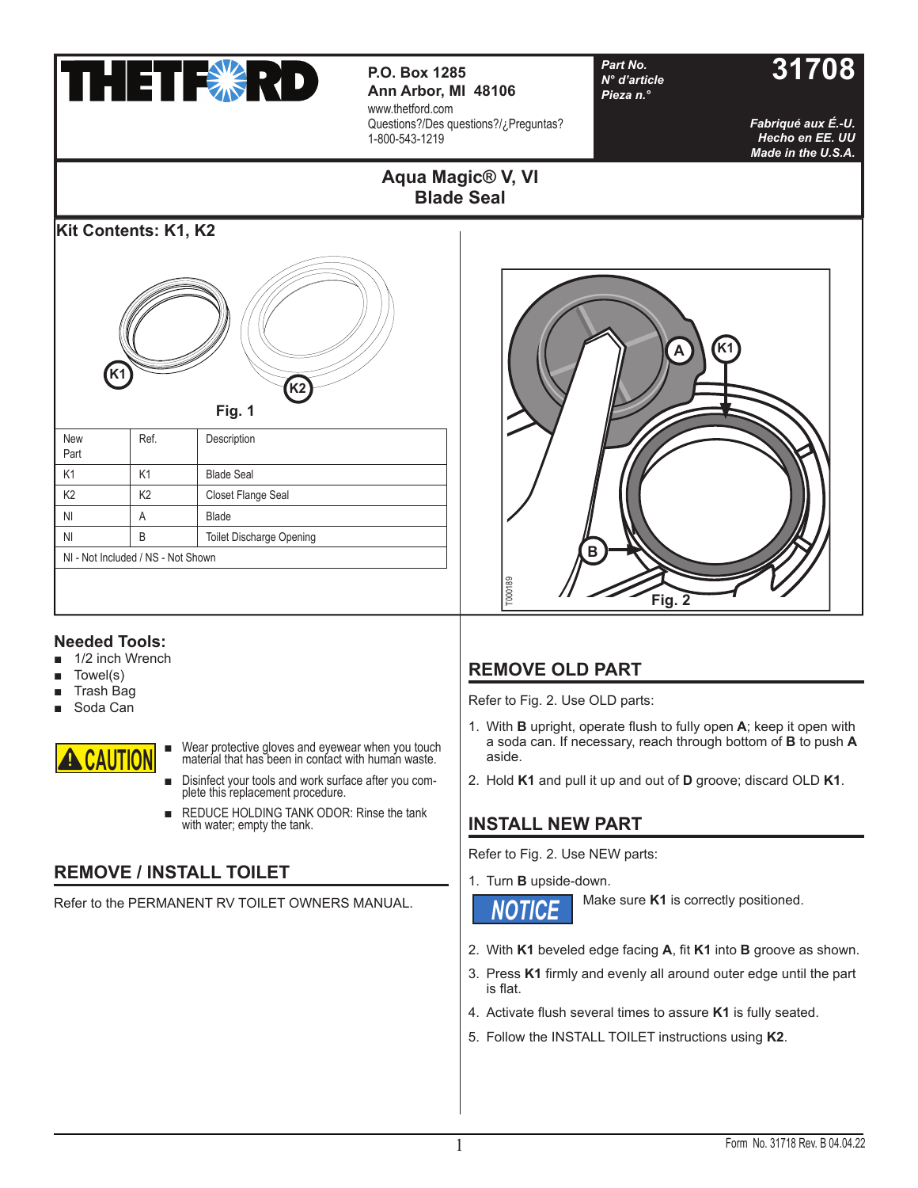# THETFORD

**P.O. Box 1285**
**Ann Arbor, MI 48106**
www.thetford.com
Questions?/Des questions?/¿Preguntas?
1-800-543-1219

*Part No.*
*N° d'article*
*Pieza n.°*

**31708**

*Fabriqué aux É.-U.*
*Hecho en EE. UU*
*Made in the U.S.A.*

## Aqua Magic® V, VI Blade Seal

### Kit Contents: K1, K2

Fig. 1

| New Part | Ref. | Description |
|---|---|---|
| K1 | K1 | Blade Seal |
| K2 | K2 | Closet Flange Seal |
| NI | A | Blade |
| NI | B | Toilet Discharge Opening |
| NI - Not Included / NS - Not Shown | | |

Fig. 2

### Needed Tools:

- 1/2 inch Wrench
- Towel(s)
- Trash Bag
- Soda Can

**CAUTION**

- Wear protective gloves and eyewear when you touch material that has been in contact with human waste.
- Disinfect your tools and work surface after you complete this replacement procedure.
- REDUCE HOLDING TANK ODOR: Rinse the tank with water; empty the tank.

## REMOVE / INSTALL TOILET

Refer to the PERMANENT RV TOILET OWNERS MANUAL.

## REMOVE OLD PART

Refer to Fig. 2. Use OLD parts:

1. With **B** upright, operate flush to fully open **A**; keep it open with a soda can. If necessary, reach through bottom of **B** to push **A** aside.
2. Hold **K1** and pull it up and out of **D** groove; discard OLD **K1**.

## INSTALL NEW PART

Refer to Fig. 2. Use NEW parts:

1. Turn **B** upside-down.

**NOTICE** Make sure **K1** is correctly positioned.

2. With **K1** beveled edge facing **A**, fit **K1** into **B** groove as shown.
3. Press **K1** firmly and evenly all around outer edge until the part is flat.
4. Activate flush several times to assure **K1** is fully seated.
5. Follow the INSTALL TOILET instructions using **K2**.

Form No. 31718 Rev. B 04.04.22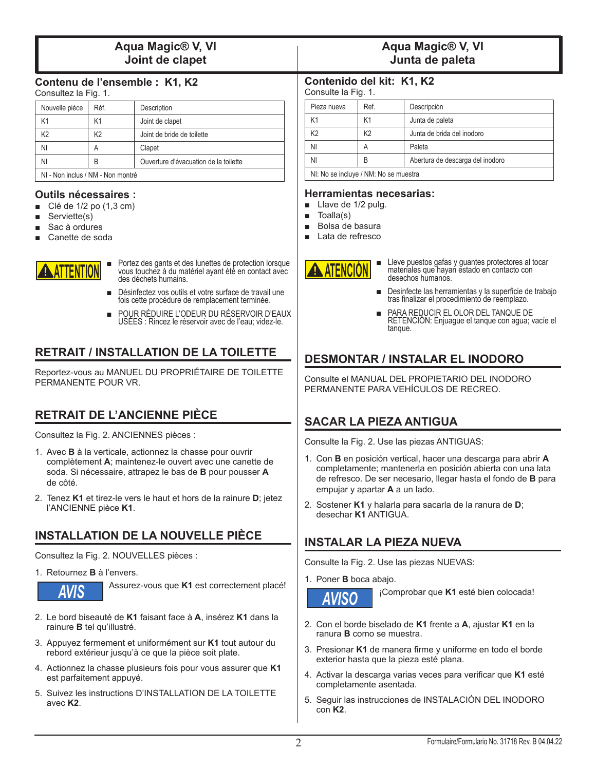# Aqua Magic® V, VI
# Joint de clapet

## Contenu de l'ensemble : K1, K2

Consultez la Fig. 1.

| Nouvelle pièce | Réf. | Description |
|---|---|---|
| K1 | K1 | Joint de clapet |
| K2 | K2 | Joint de bride de toilette |
| NI | A | Clapet |
| NI | B | Ouverture d'évacuation de la toilette |
| NI - Non inclus / NM - Non montré | | |

## Outils nécessaires :

- Clé de 1/2 po (1,3 cm)
- Serviette(s)
- Sac à ordures
- Canette de soda

**ATTENTION**

- Portez des gants et des lunettes de protection lorsque vous touchez à du matériel ayant été en contact avec des déchets humains.
- Désinfectez vos outils et votre surface de travail une fois cette procédure de remplacement terminée.
- POUR RÉDUIRE L'ODEUR DU RÉSERVOIR D'EAUX USÉES : Rincez le réservoir avec de l'eau; videz-le.

## RETRAIT / INSTALLATION DE LA TOILETTE

Reportez-vous au MANUEL DU PROPRIÉTAIRE DE TOILETTE PERMANENTE POUR VR.

## RETRAIT DE L'ANCIENNE PIÈCE

Consultez la Fig. 2. ANCIENNES pièces :

1. Avec **B** à la verticale, actionnez la chasse pour ouvrir complètement **A**; maintenez-le ouvert avec une canette de soda. Si nécessaire, attrapez le bas de **B** pour pousser **A** de côté.
2. Tenez **K1** et tirez-le vers le haut et hors de la rainure **D**; jetez l'ANCIENNE pièce **K1**.

## INSTALLATION DE LA NOUVELLE PIÈCE

Consultez la Fig. 2. NOUVELLES pièces :

1. Retournez **B** à l'envers.

**AVIS** Assurez-vous que **K1** est correctement placé!

2. Le bord biseauté de **K1** faisant face à **A**, insérez **K1** dans la rainure **B** tel qu'illustré.
3. Appuyez fermement et uniformément sur **K1** tout autour du rebord extérieur jusqu'à ce que la pièce soit plate.
4. Actionnez la chasse plusieurs fois pour vous assurer que **K1** est parfaitement appuyé.
5. Suivez les instructions D'INSTALLATION DE LA TOILETTE avec **K2**.

# Aqua Magic® V, VI
# Junta de paleta

## Contenido del kit: K1, K2

Consulte la Fig. 1.

| Pieza nueva | Ref. | Descripción |
|---|---|---|
| K1 | K1 | Junta de paleta |
| K2 | K2 | Junta de brida del inodoro |
| NI | A | Paleta |
| NI | B | Abertura de descarga del inodoro |
| NI: No se incluye / NM: No se muestra | | |

## Herramientas necesarias:

- Llave de 1/2 pulg.
- Toalla(s)
- Bolsa de basura
- Lata de refresco

**ATENCIÓN**

- Lleve puestos gafas y guantes protectores al tocar materiales que hayan estado en contacto con desechos humanos.
- Desinfecte las herramientas y la superficie de trabajo tras finalizar el procedimiento de reemplazo.
- PARA REDUCIR EL OLOR DEL TANQUE DE RETENCIÓN: Enjuague el tanque con agua; vacíe el tanque.

## DESMONTAR / INSTALAR EL INODORO

Consulte el MANUAL DEL PROPIETARIO DEL INODORO PERMANENTE PARA VEHÍCULOS DE RECREO.

## SACAR LA PIEZA ANTIGUA

Consulte la Fig. 2. Use las piezas ANTIGUAS:

1. Con **B** en posición vertical, hacer una descarga para abrir **A** completamente; mantenerla en posición abierta con una lata de refresco. De ser necesario, llegar hasta el fondo de **B** para empujar y apartar **A** a un lado.
2. Sostener **K1** y halarla para sacarla de la ranura de **D**; desechar **K1** ANTIGUA.

## INSTALAR LA PIEZA NUEVA

Consulte la Fig. 2. Use las piezas NUEVAS:

1. Poner **B** boca abajo.

**AVISO** ¡Comprobar que **K1** esté bien colocada!

2. Con el borde biselado de **K1** frente a **A**, ajustar **K1** en la ranura **B** como se muestra.
3. Presionar **K1** de manera firme y uniforme en todo el borde exterior hasta que la pieza esté plana.
4. Activar la descarga varias veces para verificar que **K1** esté completamente asentada.
5. Seguir las instrucciones de INSTALACIÓN DEL INODORO con **K2**.

Formulaire/Formulario No. 31718 Rev. B 04.04.22